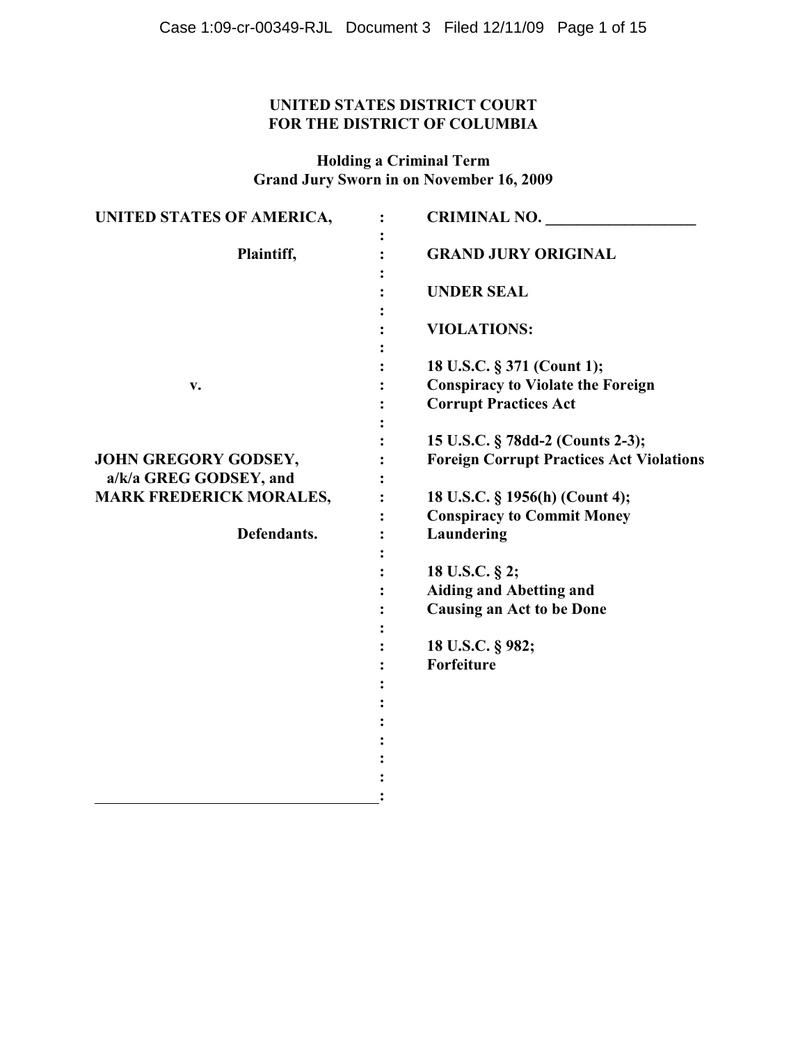**UNITED STATES DISTRICT COURT**
**FOR THE DISTRICT OF COLUMBIA**

**Holding a Criminal Term**
**Grand Jury Sworn in on November 16, 2009**

| | | |
|---|---|---|
| **UNITED STATES OF AMERICA,** | : | **CRIMINAL NO. ___________________** |
| **Plaintiff,** | : | **GRAND JURY ORIGINAL** |
| | : | **UNDER SEAL** |
| | : | **VIOLATIONS:** |
| **v.** | : | **18 U.S.C. § 371 (Count 1); Conspiracy to Violate the Foreign Corrupt Practices Act** |
| **JOHN GREGORY GODSEY, a/k/a GREG GODSEY, and MARK FREDERICK MORALES,** | : | **15 U.S.C. § 78dd-2 (Counts 2-3); Foreign Corrupt Practices Act Violations** |
| **Defendants.** | : | **18 U.S.C. § 1956(h) (Count 4); Conspiracy to Commit Money Laundering** |
| | : | **18 U.S.C. § 2; Aiding and Abetting and Causing an Act to be Done** |
| | : | **18 U.S.C. § 982; Forfeiture** |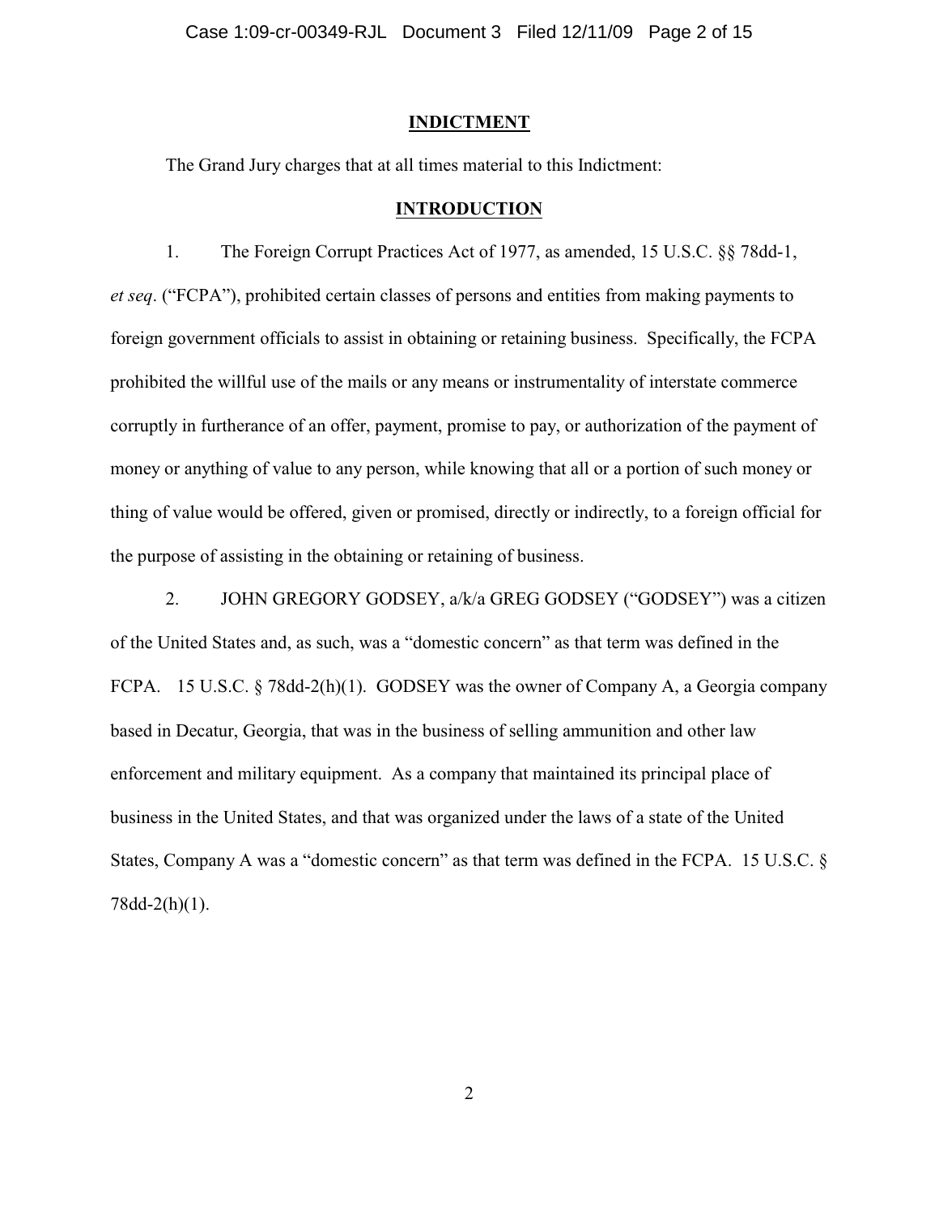**INDICTMENT**

The Grand Jury charges that at all times material to this Indictment:

**INTRODUCTION**

1. The Foreign Corrupt Practices Act of 1977, as amended, 15 U.S.C. §§ 78dd-1, *et seq*. ("FCPA"), prohibited certain classes of persons and entities from making payments to foreign government officials to assist in obtaining or retaining business. Specifically, the FCPA prohibited the willful use of the mails or any means or instrumentality of interstate commerce corruptly in furtherance of an offer, payment, promise to pay, or authorization of the payment of money or anything of value to any person, while knowing that all or a portion of such money or thing of value would be offered, given or promised, directly or indirectly, to a foreign official for the purpose of assisting in the obtaining or retaining of business.

2. JOHN GREGORY GODSEY, a/k/a GREG GODSEY ("GODSEY") was a citizen of the United States and, as such, was a "domestic concern" as that term was defined in the FCPA. 15 U.S.C. § 78dd-2(h)(1). GODSEY was the owner of Company A, a Georgia company based in Decatur, Georgia, that was in the business of selling ammunition and other law enforcement and military equipment. As a company that maintained its principal place of business in the United States, and that was organized under the laws of a state of the United States, Company A was a "domestic concern" as that term was defined in the FCPA. 15 U.S.C. § 78dd-2(h)(1).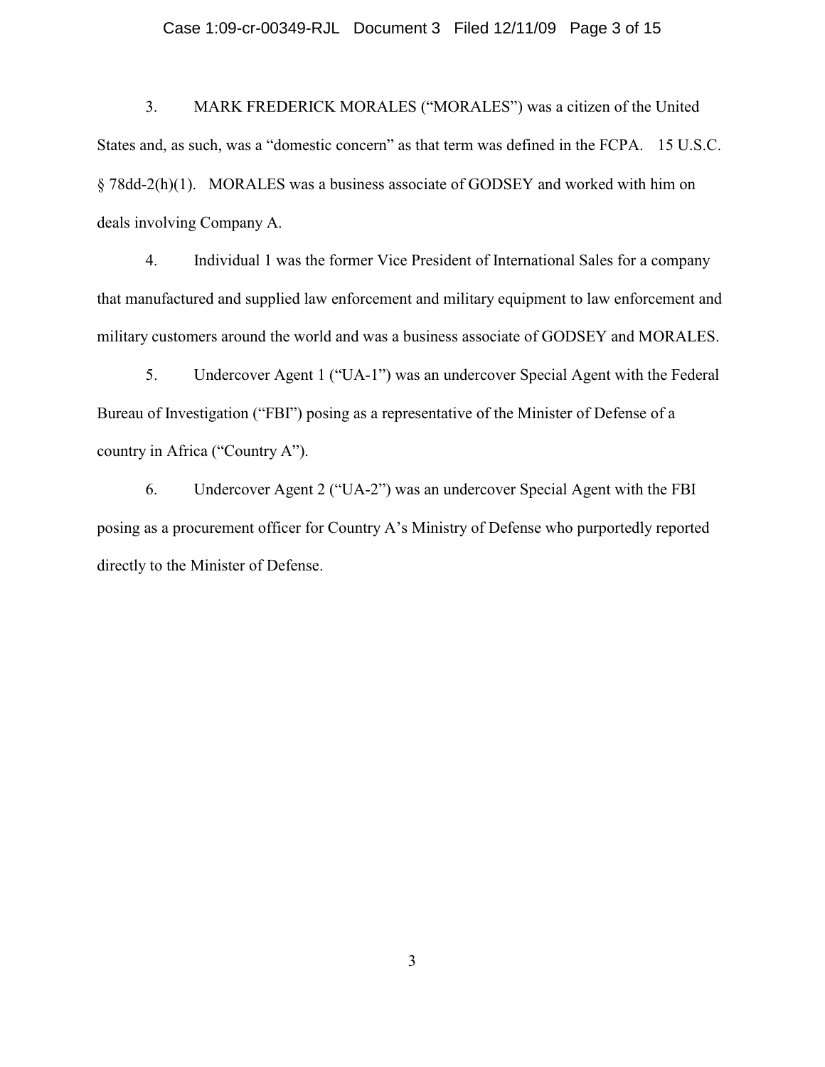3. MARK FREDERICK MORALES ("MORALES") was a citizen of the United States and, as such, was a "domestic concern" as that term was defined in the FCPA. 15 U.S.C. § 78dd-2(h)(1). MORALES was a business associate of GODSEY and worked with him on deals involving Company A.

4. Individual 1 was the former Vice President of International Sales for a company that manufactured and supplied law enforcement and military equipment to law enforcement and military customers around the world and was a business associate of GODSEY and MORALES.

5. Undercover Agent 1 ("UA-1") was an undercover Special Agent with the Federal Bureau of Investigation ("FBI") posing as a representative of the Minister of Defense of a country in Africa ("Country A").

6. Undercover Agent 2 ("UA-2") was an undercover Special Agent with the FBI posing as a procurement officer for Country A's Ministry of Defense who purportedly reported directly to the Minister of Defense.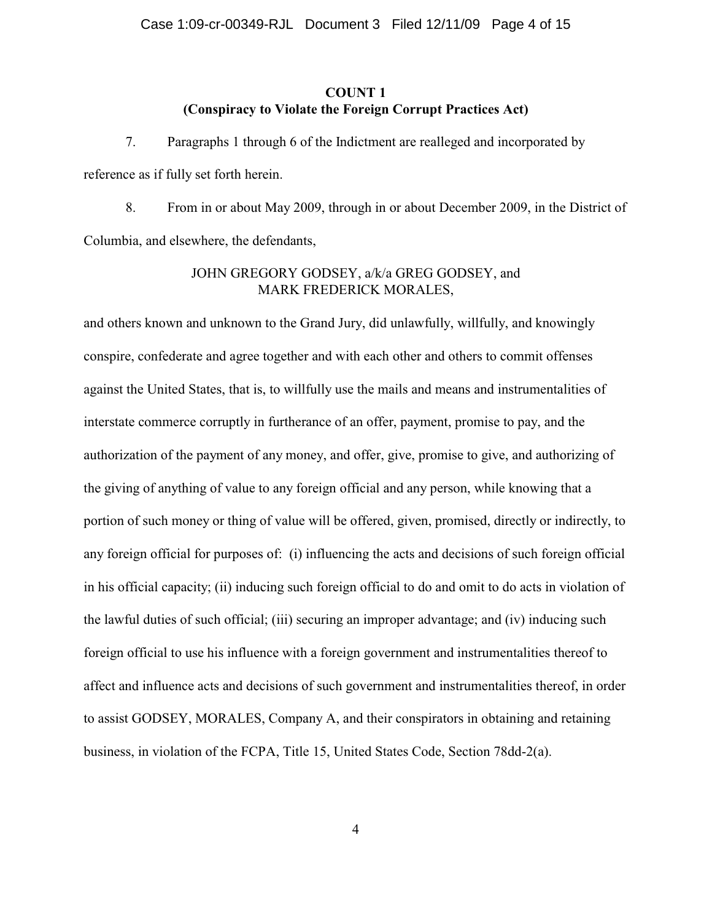**COUNT 1**
**(Conspiracy to Violate the Foreign Corrupt Practices Act)**

7. Paragraphs 1 through 6 of the Indictment are realleged and incorporated by reference as if fully set forth herein.

8. From in or about May 2009, through in or about December 2009, in the District of Columbia, and elsewhere, the defendants,

JOHN GREGORY GODSEY, a/k/a GREG GODSEY, and
MARK FREDERICK MORALES,

and others known and unknown to the Grand Jury, did unlawfully, willfully, and knowingly conspire, confederate and agree together and with each other and others to commit offenses against the United States, that is, to willfully use the mails and means and instrumentalities of interstate commerce corruptly in furtherance of an offer, payment, promise to pay, and the authorization of the payment of any money, and offer, give, promise to give, and authorizing of the giving of anything of value to any foreign official and any person, while knowing that a portion of such money or thing of value will be offered, given, promised, directly or indirectly, to any foreign official for purposes of: (i) influencing the acts and decisions of such foreign official in his official capacity; (ii) inducing such foreign official to do and omit to do acts in violation of the lawful duties of such official; (iii) securing an improper advantage; and (iv) inducing such foreign official to use his influence with a foreign government and instrumentalities thereof to affect and influence acts and decisions of such government and instrumentalities thereof, in order to assist GODSEY, MORALES, Company A, and their conspirators in obtaining and retaining business, in violation of the FCPA, Title 15, United States Code, Section 78dd-2(a).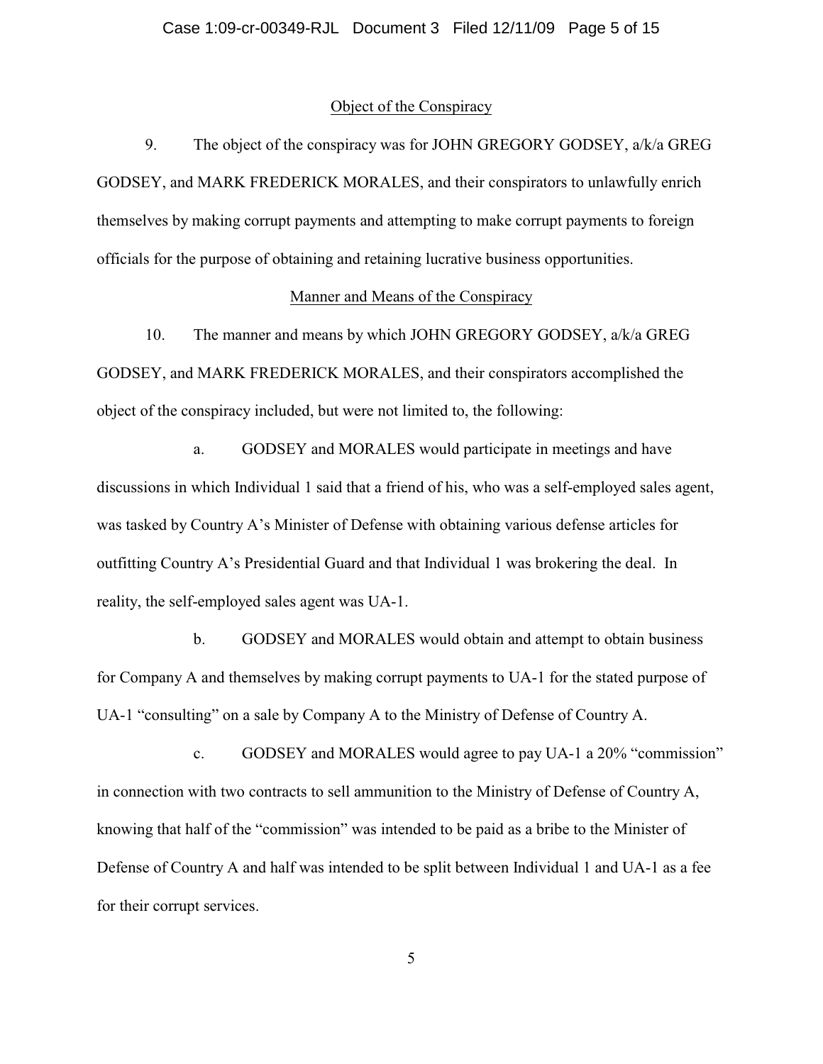## Object of the Conspiracy

9. The object of the conspiracy was for JOHN GREGORY GODSEY, a/k/a GREG GODSEY, and MARK FREDERICK MORALES, and their conspirators to unlawfully enrich themselves by making corrupt payments and attempting to make corrupt payments to foreign officials for the purpose of obtaining and retaining lucrative business opportunities.

## Manner and Means of the Conspiracy

10. The manner and means by which JOHN GREGORY GODSEY, a/k/a GREG GODSEY, and MARK FREDERICK MORALES, and their conspirators accomplished the object of the conspiracy included, but were not limited to, the following:

a. GODSEY and MORALES would participate in meetings and have discussions in which Individual 1 said that a friend of his, who was a self-employed sales agent, was tasked by Country A's Minister of Defense with obtaining various defense articles for outfitting Country A's Presidential Guard and that Individual 1 was brokering the deal. In reality, the self-employed sales agent was UA-1.

b. GODSEY and MORALES would obtain and attempt to obtain business for Company A and themselves by making corrupt payments to UA-1 for the stated purpose of UA-1 "consulting" on a sale by Company A to the Ministry of Defense of Country A.

c. GODSEY and MORALES would agree to pay UA-1 a 20% "commission" in connection with two contracts to sell ammunition to the Ministry of Defense of Country A, knowing that half of the "commission" was intended to be paid as a bribe to the Minister of Defense of Country A and half was intended to be split between Individual 1 and UA-1 as a fee for their corrupt services.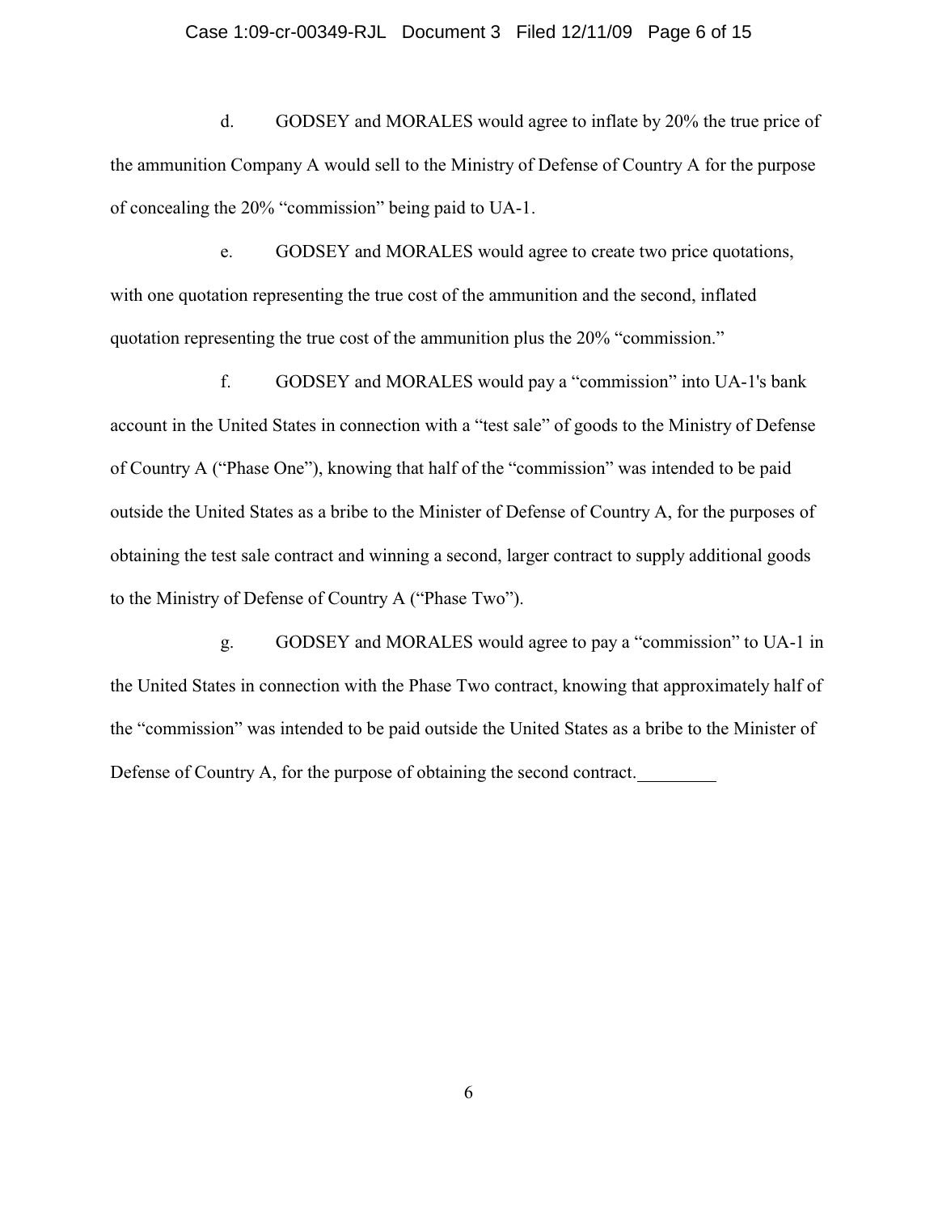d. GODSEY and MORALES would agree to inflate by 20% the true price of the ammunition Company A would sell to the Ministry of Defense of Country A for the purpose of concealing the 20% "commission" being paid to UA-1.

e. GODSEY and MORALES would agree to create two price quotations, with one quotation representing the true cost of the ammunition and the second, inflated quotation representing the true cost of the ammunition plus the 20% "commission."

f. GODSEY and MORALES would pay a "commission" into UA-1's bank account in the United States in connection with a "test sale" of goods to the Ministry of Defense of Country A ("Phase One"), knowing that half of the "commission" was intended to be paid outside the United States as a bribe to the Minister of Defense of Country A, for the purposes of obtaining the test sale contract and winning a second, larger contract to supply additional goods to the Ministry of Defense of Country A ("Phase Two").

g. GODSEY and MORALES would agree to pay a "commission" to UA-1 in the United States in connection with the Phase Two contract, knowing that approximately half of the "commission" was intended to be paid outside the United States as a bribe to the Minister of Defense of Country A, for the purpose of obtaining the second contract.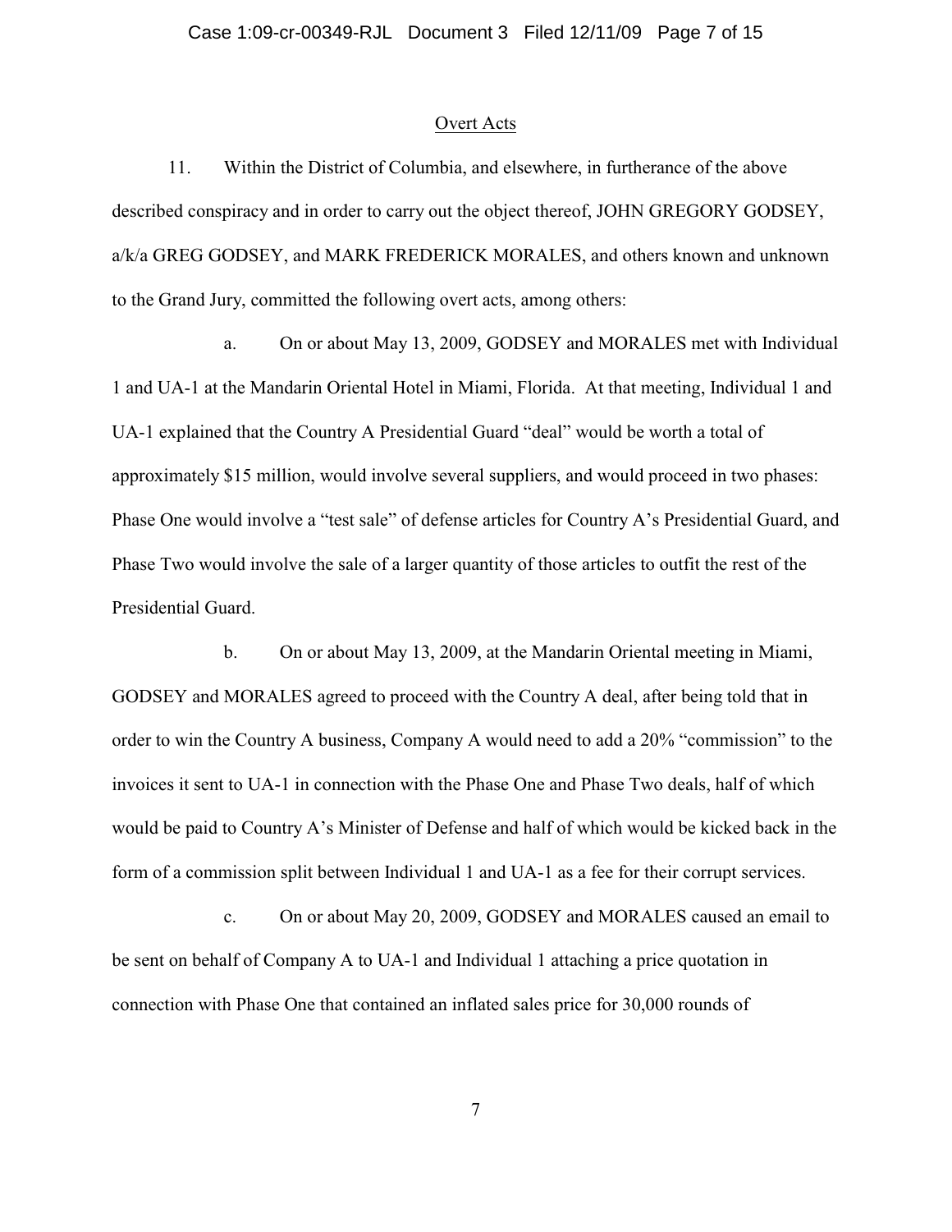## Overt Acts

11. Within the District of Columbia, and elsewhere, in furtherance of the above described conspiracy and in order to carry out the object thereof, JOHN GREGORY GODSEY, a/k/a GREG GODSEY, and MARK FREDERICK MORALES, and others known and unknown to the Grand Jury, committed the following overt acts, among others:

a. On or about May 13, 2009, GODSEY and MORALES met with Individual 1 and UA-1 at the Mandarin Oriental Hotel in Miami, Florida. At that meeting, Individual 1 and UA-1 explained that the Country A Presidential Guard "deal" would be worth a total of approximately $15 million, would involve several suppliers, and would proceed in two phases: Phase One would involve a "test sale" of defense articles for Country A's Presidential Guard, and Phase Two would involve the sale of a larger quantity of those articles to outfit the rest of the Presidential Guard.

b. On or about May 13, 2009, at the Mandarin Oriental meeting in Miami, GODSEY and MORALES agreed to proceed with the Country A deal, after being told that in order to win the Country A business, Company A would need to add a 20% "commission" to the invoices it sent to UA-1 in connection with the Phase One and Phase Two deals, half of which would be paid to Country A's Minister of Defense and half of which would be kicked back in the form of a commission split between Individual 1 and UA-1 as a fee for their corrupt services.

c. On or about May 20, 2009, GODSEY and MORALES caused an email to be sent on behalf of Company A to UA-1 and Individual 1 attaching a price quotation in connection with Phase One that contained an inflated sales price for 30,000 rounds of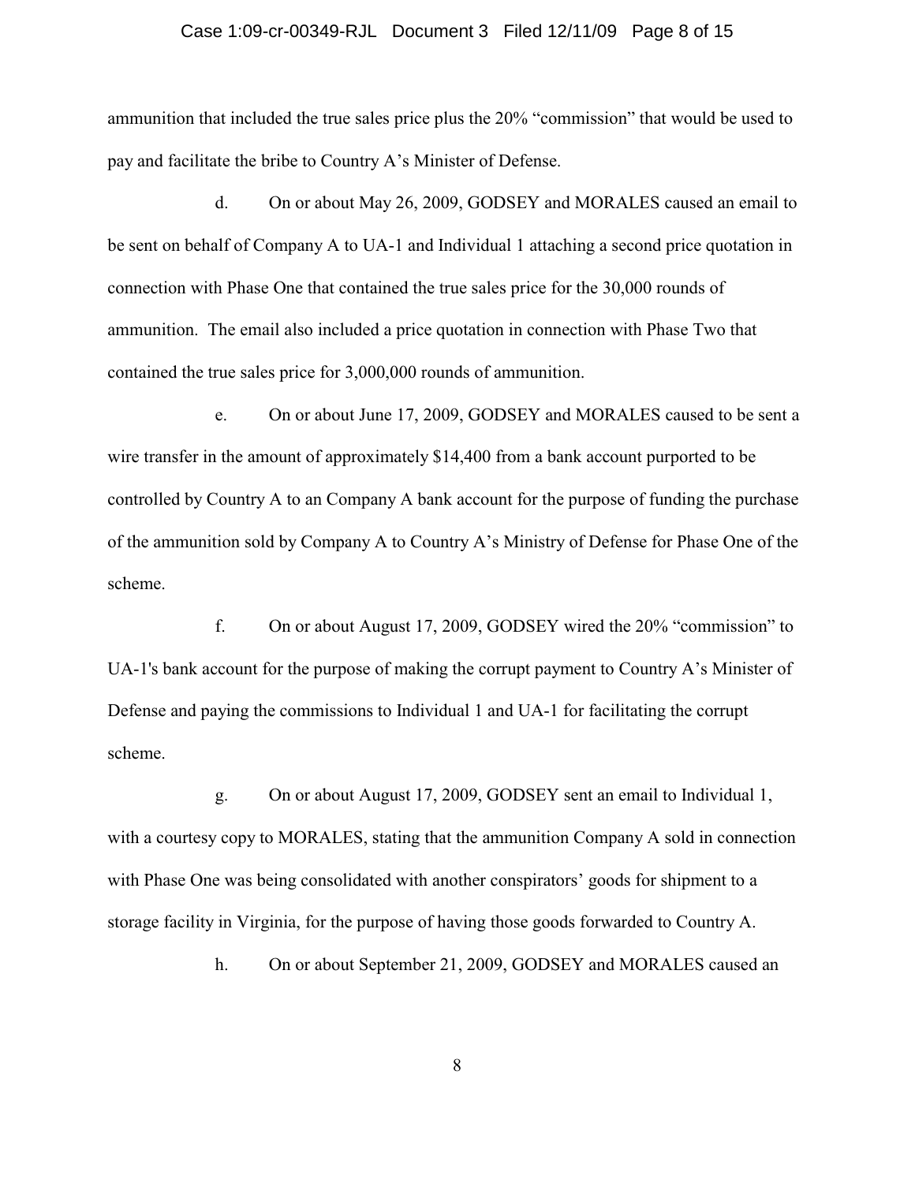ammunition that included the true sales price plus the 20% "commission" that would be used to pay and facilitate the bribe to Country A's Minister of Defense.

d. On or about May 26, 2009, GODSEY and MORALES caused an email to be sent on behalf of Company A to UA-1 and Individual 1 attaching a second price quotation in connection with Phase One that contained the true sales price for the 30,000 rounds of ammunition. The email also included a price quotation in connection with Phase Two that contained the true sales price for 3,000,000 rounds of ammunition.

e. On or about June 17, 2009, GODSEY and MORALES caused to be sent a wire transfer in the amount of approximately $14,400 from a bank account purported to be controlled by Country A to an Company A bank account for the purpose of funding the purchase of the ammunition sold by Company A to Country A's Ministry of Defense for Phase One of the scheme.

f. On or about August 17, 2009, GODSEY wired the 20% "commission" to UA-1's bank account for the purpose of making the corrupt payment to Country A's Minister of Defense and paying the commissions to Individual 1 and UA-1 for facilitating the corrupt scheme.

g. On or about August 17, 2009, GODSEY sent an email to Individual 1, with a courtesy copy to MORALES, stating that the ammunition Company A sold in connection with Phase One was being consolidated with another conspirators' goods for shipment to a storage facility in Virginia, for the purpose of having those goods forwarded to Country A.

h. On or about September 21, 2009, GODSEY and MORALES caused an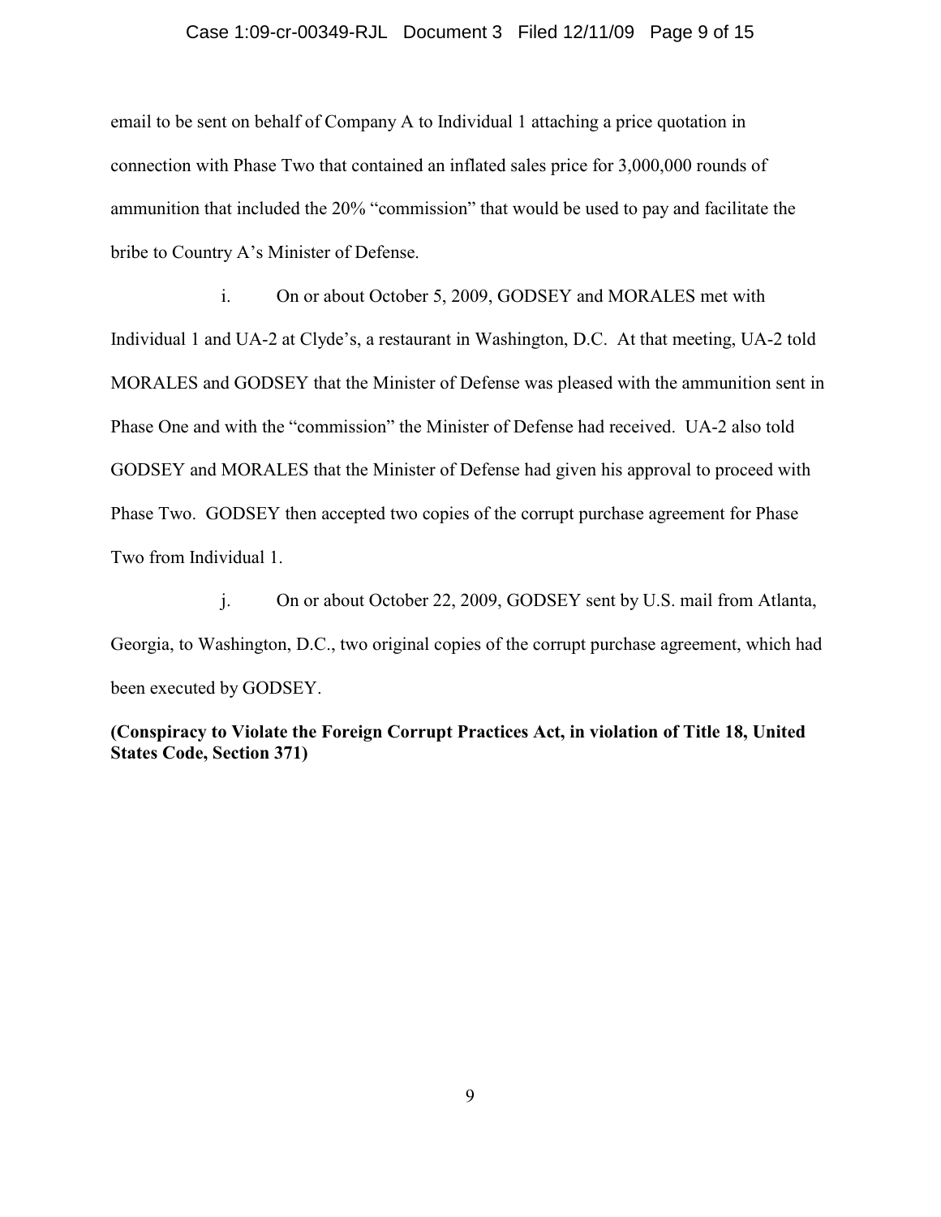email to be sent on behalf of Company A to Individual 1 attaching a price quotation in connection with Phase Two that contained an inflated sales price for 3,000,000 rounds of ammunition that included the 20% "commission" that would be used to pay and facilitate the bribe to Country A's Minister of Defense.

i. On or about October 5, 2009, GODSEY and MORALES met with Individual 1 and UA-2 at Clyde's, a restaurant in Washington, D.C. At that meeting, UA-2 told MORALES and GODSEY that the Minister of Defense was pleased with the ammunition sent in Phase One and with the "commission" the Minister of Defense had received. UA-2 also told GODSEY and MORALES that the Minister of Defense had given his approval to proceed with Phase Two. GODSEY then accepted two copies of the corrupt purchase agreement for Phase Two from Individual 1.

j. On or about October 22, 2009, GODSEY sent by U.S. mail from Atlanta, Georgia, to Washington, D.C., two original copies of the corrupt purchase agreement, which had been executed by GODSEY.

**(Conspiracy to Violate the Foreign Corrupt Practices Act, in violation of Title 18, United States Code, Section 371)**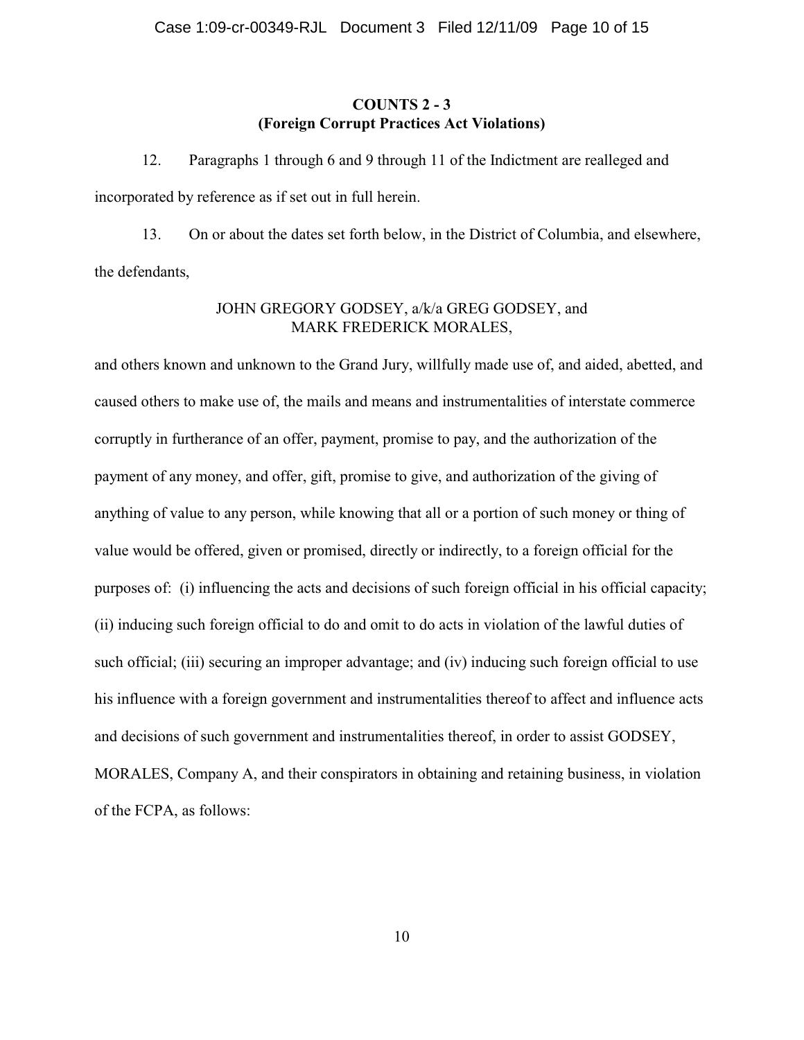**COUNTS 2 - 3**
**(Foreign Corrupt Practices Act Violations)**

12. Paragraphs 1 through 6 and 9 through 11 of the Indictment are realleged and incorporated by reference as if set out in full herein.

13. On or about the dates set forth below, in the District of Columbia, and elsewhere, the defendants,

JOHN GREGORY GODSEY, a/k/a GREG GODSEY, and
MARK FREDERICK MORALES,

and others known and unknown to the Grand Jury, willfully made use of, and aided, abetted, and caused others to make use of, the mails and means and instrumentalities of interstate commerce corruptly in furtherance of an offer, payment, promise to pay, and the authorization of the payment of any money, and offer, gift, promise to give, and authorization of the giving of anything of value to any person, while knowing that all or a portion of such money or thing of value would be offered, given or promised, directly or indirectly, to a foreign official for the purposes of: (i) influencing the acts and decisions of such foreign official in his official capacity; (ii) inducing such foreign official to do and omit to do acts in violation of the lawful duties of such official; (iii) securing an improper advantage; and (iv) inducing such foreign official to use his influence with a foreign government and instrumentalities thereof to affect and influence acts and decisions of such government and instrumentalities thereof, in order to assist GODSEY, MORALES, Company A, and their conspirators in obtaining and retaining business, in violation of the FCPA, as follows: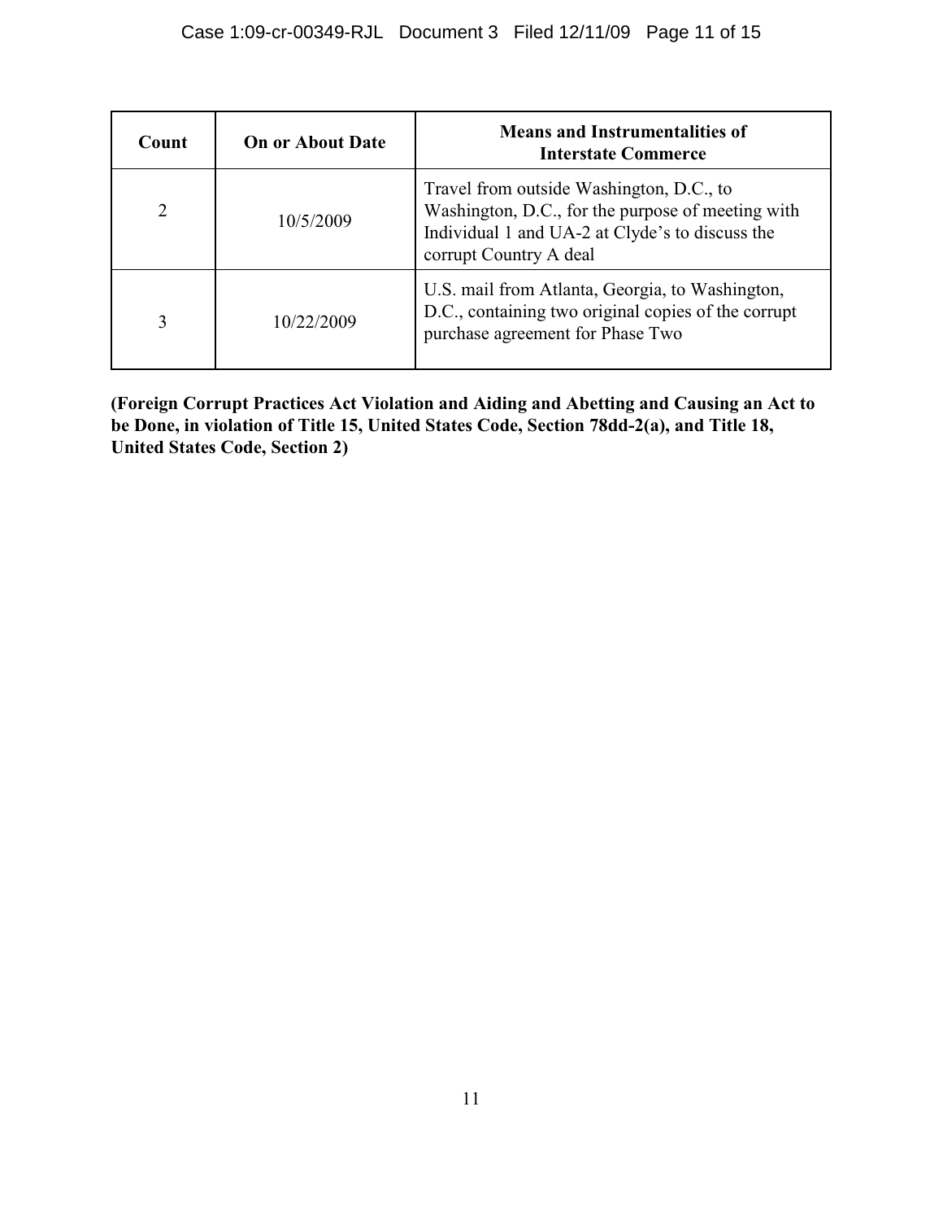| Count | On or About Date | Means and Instrumentalities of Interstate Commerce |
|---|---|---|
| 2 | 10/5/2009 | Travel from outside Washington, D.C., to Washington, D.C., for the purpose of meeting with Individual 1 and UA-2 at Clyde's to discuss the corrupt Country A deal |
| 3 | 10/22/2009 | U.S. mail from Atlanta, Georgia, to Washington, D.C., containing two original copies of the corrupt purchase agreement for Phase Two |

**(Foreign Corrupt Practices Act Violation and Aiding and Abetting and Causing an Act to be Done, in violation of Title 15, United States Code, Section 78dd-2(a), and Title 18, United States Code, Section 2)**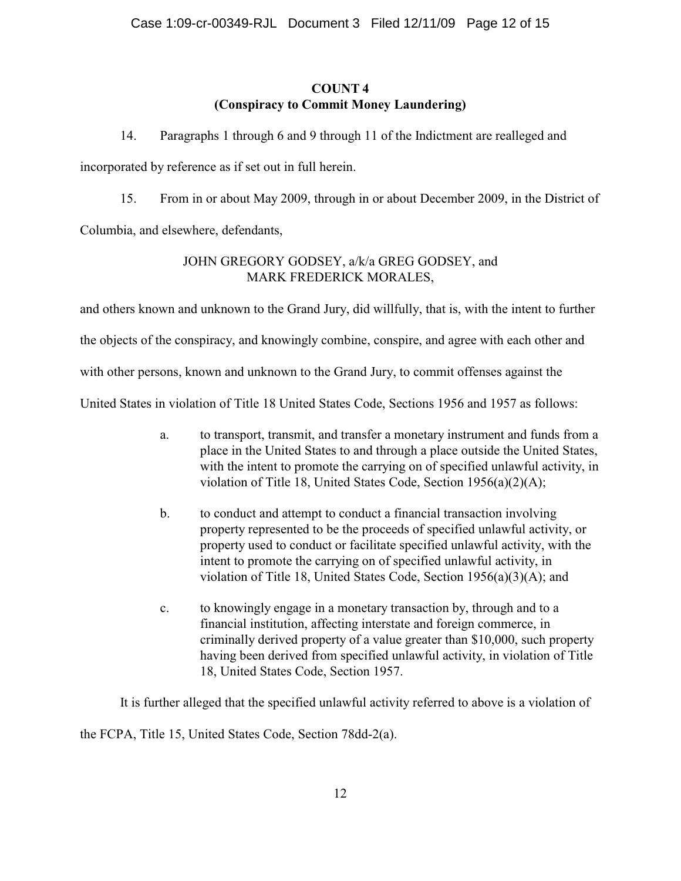**COUNT 4**
**(Conspiracy to Commit Money Laundering)**

14. Paragraphs 1 through 6 and 9 through 11 of the Indictment are realleged and incorporated by reference as if set out in full herein.

15. From in or about May 2009, through in or about December 2009, in the District of Columbia, and elsewhere, defendants,

JOHN GREGORY GODSEY, a/k/a GREG GODSEY, and
MARK FREDERICK MORALES,

and others known and unknown to the Grand Jury, did willfully, that is, with the intent to further the objects of the conspiracy, and knowingly combine, conspire, and agree with each other and with other persons, known and unknown to the Grand Jury, to commit offenses against the United States in violation of Title 18 United States Code, Sections 1956 and 1957 as follows:

a. to transport, transmit, and transfer a monetary instrument and funds from a place in the United States to and through a place outside the United States, with the intent to promote the carrying on of specified unlawful activity, in violation of Title 18, United States Code, Section 1956(a)(2)(A);

b. to conduct and attempt to conduct a financial transaction involving property represented to be the proceeds of specified unlawful activity, or property used to conduct or facilitate specified unlawful activity, with the intent to promote the carrying on of specified unlawful activity, in violation of Title 18, United States Code, Section 1956(a)(3)(A); and

c. to knowingly engage in a monetary transaction by, through and to a financial institution, affecting interstate and foreign commerce, in criminally derived property of a value greater than $10,000, such property having been derived from specified unlawful activity, in violation of Title 18, United States Code, Section 1957.

It is further alleged that the specified unlawful activity referred to above is a violation of the FCPA, Title 15, United States Code, Section 78dd-2(a).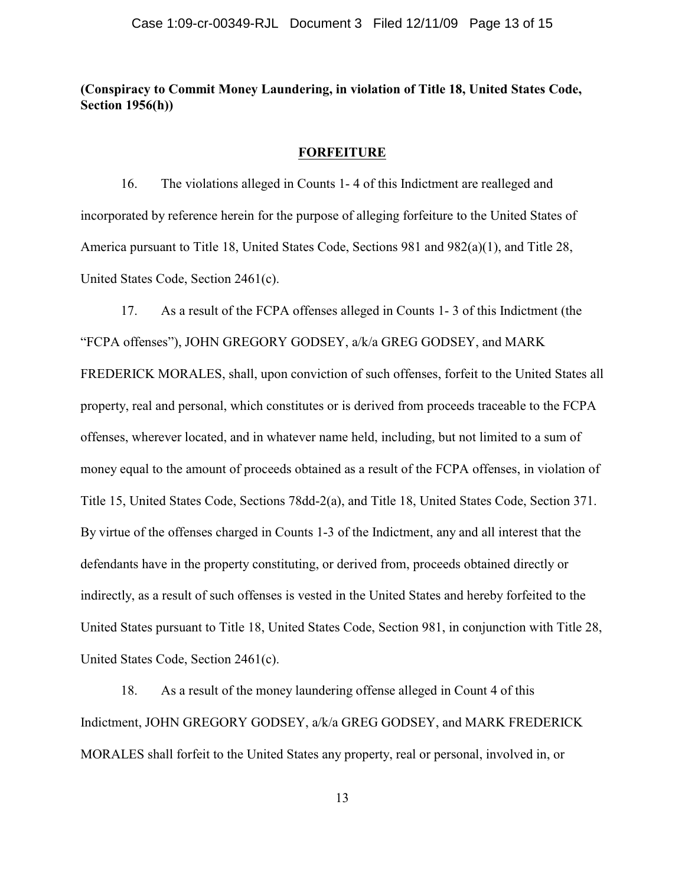**(Conspiracy to Commit Money Laundering, in violation of Title 18, United States Code, Section 1956(h))**

## FORFEITURE

16. The violations alleged in Counts 1- 4 of this Indictment are realleged and incorporated by reference herein for the purpose of alleging forfeiture to the United States of America pursuant to Title 18, United States Code, Sections 981 and 982(a)(1), and Title 28, United States Code, Section 2461(c).

17. As a result of the FCPA offenses alleged in Counts 1- 3 of this Indictment (the "FCPA offenses"), JOHN GREGORY GODSEY, a/k/a GREG GODSEY, and MARK FREDERICK MORALES, shall, upon conviction of such offenses, forfeit to the United States all property, real and personal, which constitutes or is derived from proceeds traceable to the FCPA offenses, wherever located, and in whatever name held, including, but not limited to a sum of money equal to the amount of proceeds obtained as a result of the FCPA offenses, in violation of Title 15, United States Code, Sections 78dd-2(a), and Title 18, United States Code, Section 371. By virtue of the offenses charged in Counts 1-3 of the Indictment, any and all interest that the defendants have in the property constituting, or derived from, proceeds obtained directly or indirectly, as a result of such offenses is vested in the United States and hereby forfeited to the United States pursuant to Title 18, United States Code, Section 981, in conjunction with Title 28, United States Code, Section 2461(c).

18. As a result of the money laundering offense alleged in Count 4 of this Indictment, JOHN GREGORY GODSEY, a/k/a GREG GODSEY, and MARK FREDERICK MORALES shall forfeit to the United States any property, real or personal, involved in, or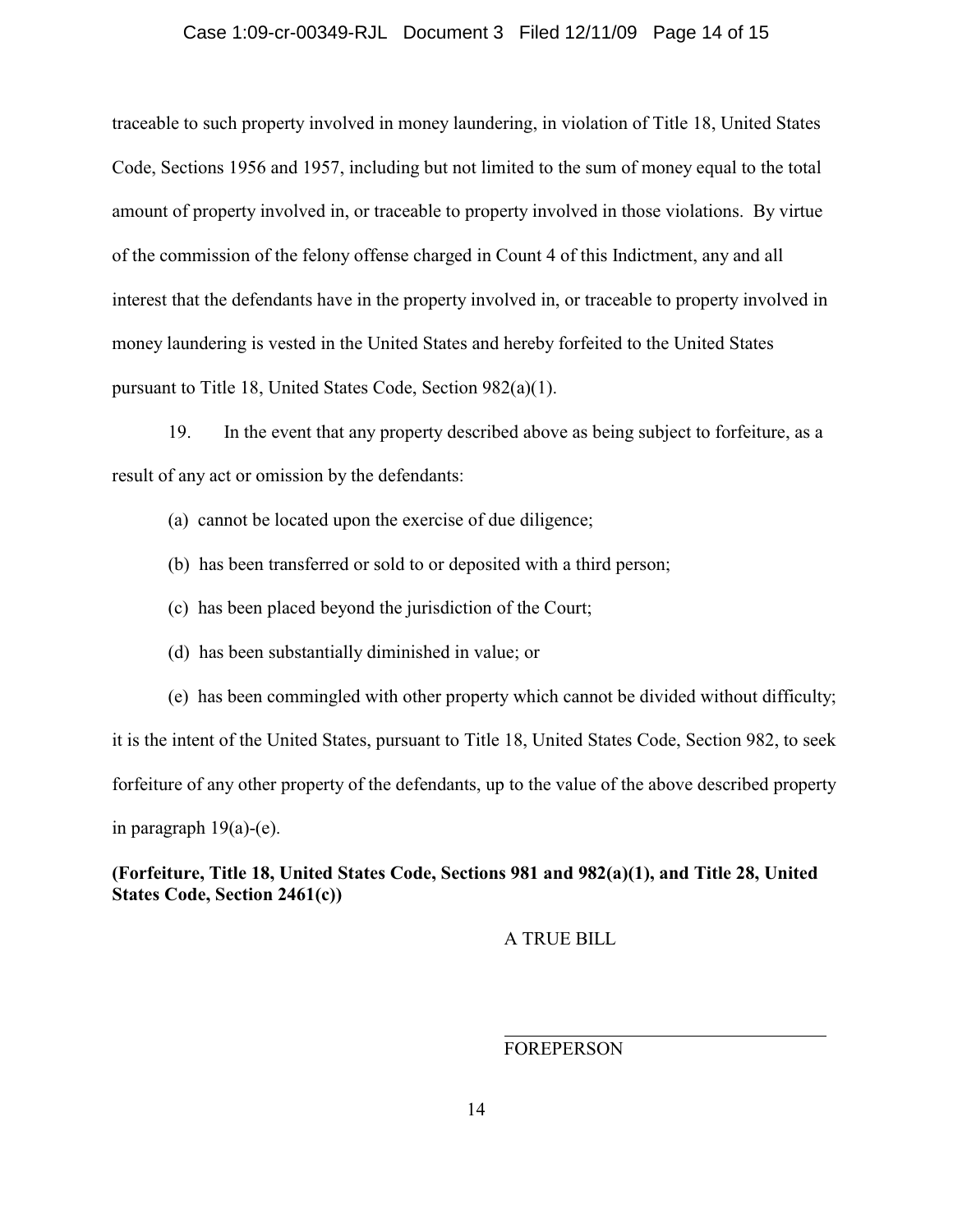traceable to such property involved in money laundering, in violation of Title 18, United States Code, Sections 1956 and 1957, including but not limited to the sum of money equal to the total amount of property involved in, or traceable to property involved in those violations. By virtue of the commission of the felony offense charged in Count 4 of this Indictment, any and all interest that the defendants have in the property involved in, or traceable to property involved in money laundering is vested in the United States and hereby forfeited to the United States pursuant to Title 18, United States Code, Section 982(a)(1).

19. In the event that any property described above as being subject to forfeiture, as a result of any act or omission by the defendants:

(a) cannot be located upon the exercise of due diligence;

(b) has been transferred or sold to or deposited with a third person;

(c) has been placed beyond the jurisdiction of the Court;

(d) has been substantially diminished in value; or

(e) has been commingled with other property which cannot be divided without difficulty;

it is the intent of the United States, pursuant to Title 18, United States Code, Section 982, to seek forfeiture of any other property of the defendants, up to the value of the above described property in paragraph 19(a)-(e).

**(Forfeiture, Title 18, United States Code, Sections 981 and 982(a)(1), and Title 28, United States Code, Section 2461(c))**

A TRUE BILL

\_\_\_\_\_\_\_\_\_\_\_\_\_\_\_\_\_\_\_\_\_\_\_\_\_\_\_\_\_\_\_\_\_\_\_\_

FOREPERSON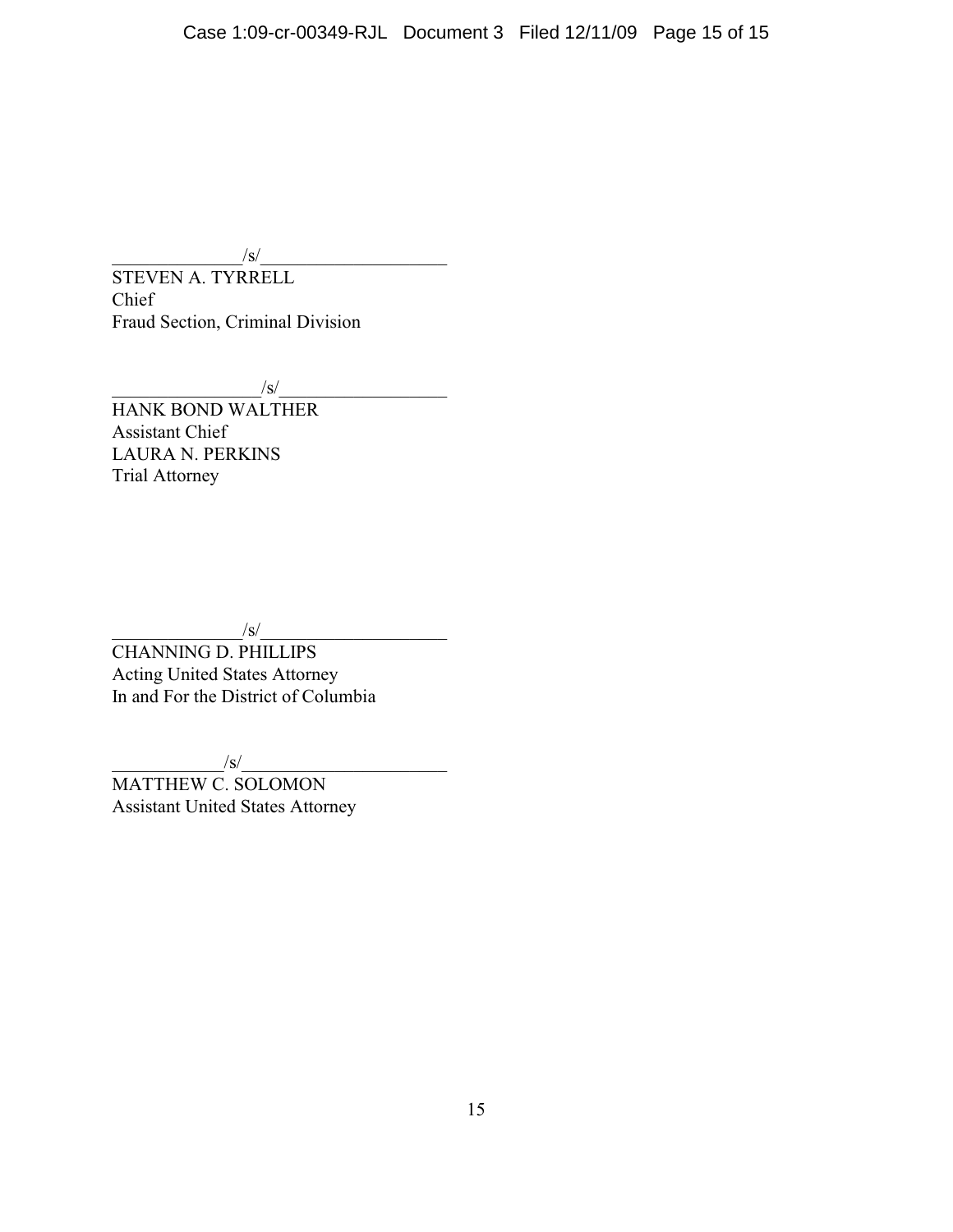_______________/s/_____________________
STEVEN A. TYRRELL
Chief
Fraud Section, Criminal Division

_________________/s/___________________
HANK BOND WALTHER
Assistant Chief
LAURA N. PERKINS
Trial Attorney

_______________/s/_____________________
CHANNING D. PHILLIPS
Acting United States Attorney
In and For the District of Columbia

_____________/s/_______________________
MATTHEW C. SOLOMON
Assistant United States Attorney